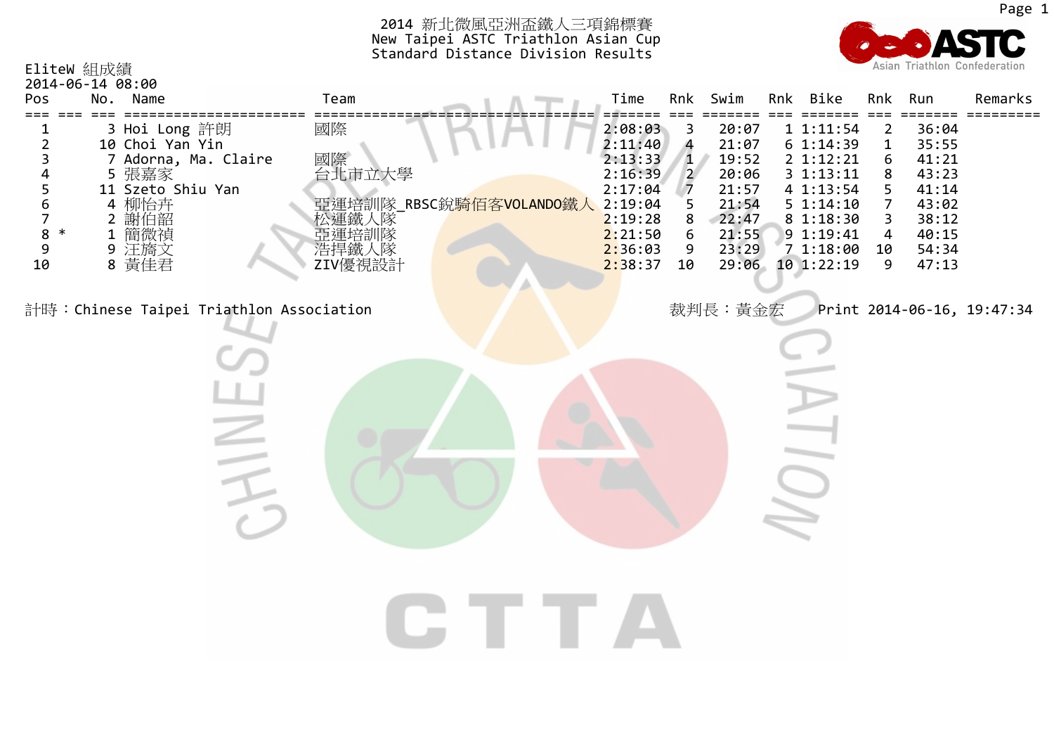# 2014 新北微風亞洲盃鐵人三項錦標賽

## New Taipei ASTC Triathlon Asian Cup

### Standard Distance Division Results

EliteW 組成績
2014-06-14 08:00

| Pos | | No. | Name | Team | Time | Rnk | Swim | Rnk | Bike | Rnk | Run | Remarks |
|---|---|---|---|---|---|---|---|---|---|---|---|---|
| 1 | | 3 | Hoi Long 許朗 | 國際 | 2:08:03 | 3 | 20:07 | 1 | 1:11:54 | 2 | 36:04 | |
| 2 | | 10 | Choi Yan Yin | | 2:11:40 | 4 | 21:07 | 6 | 1:14:39 | 1 | 35:55 | |
| 3 | | 7 | Adorna, Ma. Claire | 國際 | 2:13:33 | 1 | 19:52 | 2 | 1:12:21 | 6 | 41:21 | |
| 4 | | 5 | 張嘉家 | 台北市立大學 | 2:16:39 | 2 | 20:06 | 3 | 1:13:11 | 8 | 43:23 | |
| 5 | | 11 | Szeto Shiu Yan | | 2:17:04 | 7 | 21:57 | 4 | 1:13:54 | 5 | 41:14 | |
| 6 | | 4 | 柳怡卉 | 亞運培訓隊_RBSC銳騎佰客VOLANDO鐵人 | 2:19:04 | 5 | 21:54 | 5 | 1:14:10 | 7 | 43:02 | |
| 7 | | 2 | 謝伯韶 | 松運鐵人隊 | 2:19:28 | 8 | 22:47 | 8 | 1:18:30 | 3 | 38:12 | |
| 8 | * | 1 | 簡微禎 | 亞運培訓隊 | 2:21:50 | 6 | 21:55 | 9 | 1:19:41 | 4 | 40:15 | |
| 9 | | 9 | 汪旖文 | 浩捍鐵人隊 | 2:36:03 | 9 | 23:29 | 7 | 1:18:00 | 10 | 54:34 | |
| 10 | | 8 | 黃佳君 | ZIV優視設計 | 2:38:37 | 10 | 29:06 | 10 | 1:22:19 | 9 | 47:13 | |

計時：Chinese Taipei Triathlon Association

裁判長：黃金宏

Print 2014-06-16, 19:47:34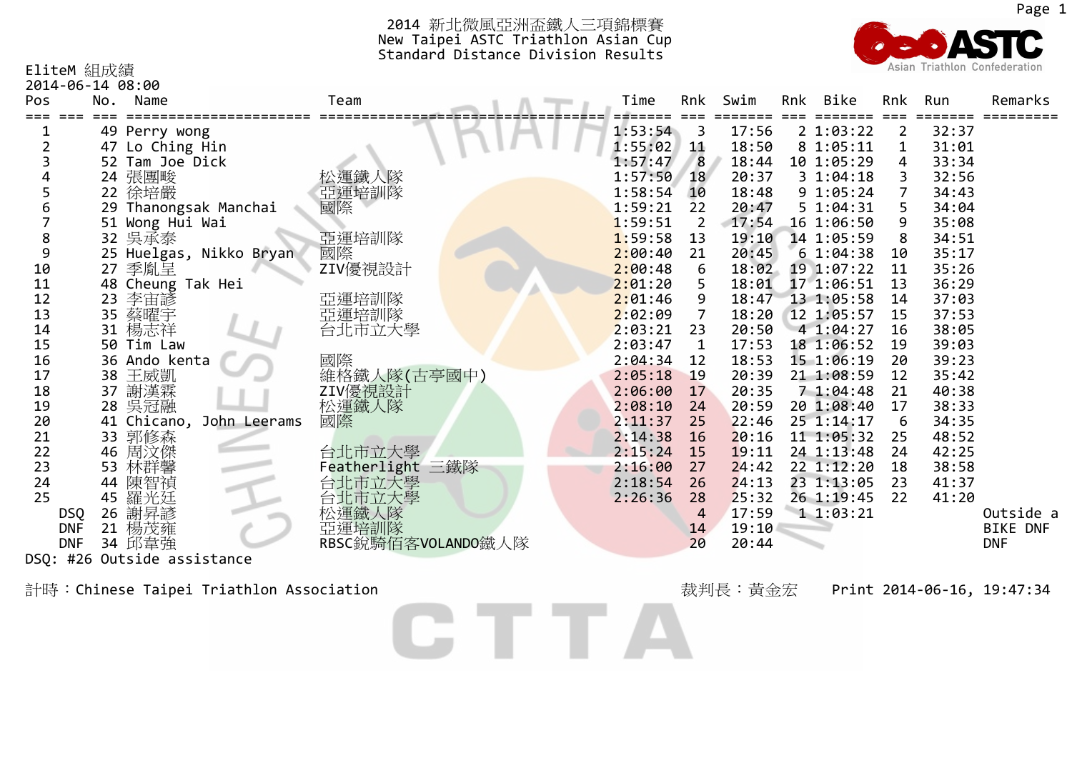2014 新北微風亞洲盃鐵人三項錦標賽
New Taipei ASTC Triathlon Asian Cup
Standard Distance Division Results

EliteM 組成績
2014-06-14 08:00

| Pos | No. | Name | Team | Time | Rnk | Swim | Rnk | Bike | Rnk | Run | Remarks |
|---|---|---|---|---|---|---|---|---|---|---|---|
| 1 | 49 | Perry wong | | 1:53:54 | 3 | 17:56 | 2 | 1:03:22 | 2 | 32:37 | |
| 2 | 47 | Lo Ching Hin | | 1:55:02 | 11 | 18:50 | 8 | 1:05:11 | 1 | 31:01 | |
| 3 | 52 | Tam Joe Dick | | 1:57:47 | 8 | 18:44 | 10 | 1:05:29 | 4 | 33:34 | |
| 4 | 24 | 張團畯 | 松運鐵人隊 | 1:57:50 | 18 | 20:37 | 3 | 1:04:18 | 3 | 32:56 | |
| 5 | 22 | 徐培嚴 | 亞運培訓隊 | 1:58:54 | 10 | 18:48 | 9 | 1:05:24 | 7 | 34:43 | |
| 6 | 29 | Thanongsak Manchai | 國際 | 1:59:21 | 22 | 20:47 | 5 | 1:04:31 | 5 | 34:04 | |
| 7 | 51 | Wong Hui Wai | | 1:59:51 | 2 | 17:54 | 16 | 1:06:50 | 9 | 35:08 | |
| 8 | 32 | 吳承泰 | 亞運培訓隊 | 1:59:58 | 13 | 19:10 | 14 | 1:05:59 | 8 | 34:51 | |
| 9 | 25 | Huelgas, Nikko Bryan | 國際 | 2:00:40 | 21 | 20:45 | 6 | 1:04:38 | 10 | 35:17 | |
| 10 | 27 | 季胤呈 | ZIV優視設計 | 2:00:48 | 6 | 18:02 | 19 | 1:07:22 | 11 | 35:26 | |
| 11 | 48 | Cheung Tak Hei | | 2:01:20 | 5 | 18:01 | 17 | 1:06:51 | 13 | 36:29 | |
| 12 | 23 | 李宙諺 | 亞運培訓隊 | 2:01:46 | 9 | 18:47 | 13 | 1:05:58 | 14 | 37:03 | |
| 13 | 35 | 蔡曜宇 | 亞運培訓隊 | 2:02:09 | 7 | 18:20 | 12 | 1:05:57 | 15 | 37:53 | |
| 14 | 31 | 楊志祥 | 台北市立大學 | 2:03:21 | 23 | 20:50 | 4 | 1:04:27 | 16 | 38:05 | |
| 15 | 50 | Tim Law | | 2:03:47 | 1 | 17:53 | 18 | 1:06:52 | 19 | 39:03 | |
| 16 | 36 | Ando kenta | 國際 | 2:04:34 | 12 | 18:53 | 15 | 1:06:19 | 20 | 39:23 | |
| 17 | 38 | 王威凱 | 維格鐵人隊(古亭國中) | 2:05:18 | 19 | 20:39 | 21 | 1:08:59 | 12 | 35:42 | |
| 18 | 37 | 謝漢霖 | ZIV優視設計 | 2:06:00 | 17 | 20:35 | 7 | 1:04:48 | 21 | 40:38 | |
| 19 | 28 | 吳冠融 | 松運鐵人隊 | 2:08:10 | 24 | 20:59 | 20 | 1:08:40 | 17 | 38:33 | |
| 20 | 41 | Chicano, John Leerams | 國際 | 2:11:37 | 25 | 22:46 | 25 | 1:14:17 | 6 | 34:35 | |
| 21 | 33 | 郭修森 | | 2:14:38 | 16 | 20:16 | 11 | 1:05:32 | 25 | 48:52 | |
| 22 | 46 | 周汶傑 | 台北市立大學 | 2:15:24 | 15 | 19:11 | 24 | 1:13:48 | 24 | 42:25 | |
| 23 | 53 | 林群馨 | Featherlight 三鐵隊 | 2:16:00 | 27 | 24:42 | 22 | 1:12:20 | 18 | 38:58 | |
| 24 | 44 | 陳智禎 | 台北市立大學 | 2:18:54 | 26 | 24:13 | 23 | 1:13:05 | 23 | 41:37 | |
| 25 | 45 | 羅光廷 | 台北市立大學 | 2:26:36 | 28 | 25:32 | 26 | 1:19:45 | 22 | 41:20 | |
| DSQ | 26 | 謝昇諺 | 松運鐵人隊 | | 4 | 17:59 | 1 | 1:03:21 | | | Outside a |
| DNF | 21 | 楊茂雍 | 亞運培訓隊 | | 14 | 19:10 | | | | | BIKE DNF |
| DNF | 34 | 邱韋強 | RBSC銳騎佰客VOLANDO鐵人隊 | | 20 | 20:44 | | | | | DNF |

DSQ: #26 Outside assistance

計時：Chinese Taipei Triathlon Association

裁判長：黃金宏

Print 2014-06-16, 19:47:34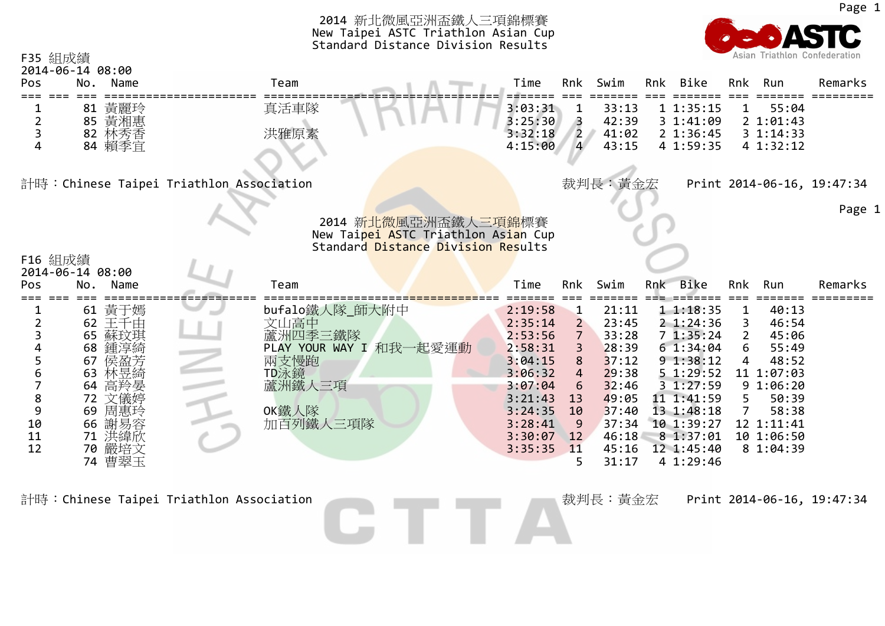# 2014 新北微風亞洲盃鐵人三項錦標賽
## New Taipei ASTC Triathlon Asian Cup
## Standard Distance Division Results

F35 組成績
2014-06-14 08:00

| Pos | No. | Name | Team | Time | Rnk | Swim | Rnk | Bike | Rnk | Run | Remarks |
|---|---|---|---|---|---|---|---|---|---|---|---|
| 1 | 81 | 黃麗玲 | 真活車隊 | 3:03:31 | 1 | 33:13 | 1 | 1:35:15 | 1 | 55:04 | |
| 2 | 85 | 黃湘惠 | | 3:25:30 | 3 | 42:39 | 3 | 1:41:09 | 2 | 1:01:43 | |
| 3 | 82 | 林秀香 | 洪雅原素 | 3:32:18 | 2 | 41:02 | 2 | 1:36:45 | 3 | 1:14:33 | |
| 4 | 84 | 賴季宜 | | 4:15:00 | 4 | 43:15 | 4 | 1:59:35 | 4 | 1:32:12 | |

計時：Chinese Taipei Triathlon Association　　裁判長：黃金宏　　Print 2014-06-16, 19:47:34

# 2014 新北微風亞洲盃鐵人三項錦標賽
## New Taipei ASTC Triathlon Asian Cup
## Standard Distance Division Results

F16 組成績
2014-06-14 08:00

| Pos | No. | Name | Team | Time | Rnk | Swim | Rnk | Bike | Rnk | Run | Remarks |
|---|---|---|---|---|---|---|---|---|---|---|---|
| 1 | 61 | 黃于嫣 | bufalo鐵人隊_師大附中 | 2:19:58 | 1 | 21:11 | 1 | 1:18:35 | 1 | 40:13 | |
| 2 | 62 | 王千由 | 文山高中 | 2:35:14 | 2 | 23:45 | 2 | 1:24:36 | 3 | 46:54 | |
| 3 | 65 | 蘇玟琪 | 蘆洲四季三鐵隊 | 2:53:56 | 7 | 33:28 | 7 | 1:35:24 | 2 | 45:06 | |
| 4 | 68 | 鍾淳綺 | PLAY YOUR WAY I 和我一起愛運動 | 2:58:31 | 3 | 28:39 | 6 | 1:34:04 | 6 | 55:49 | |
| 5 | 67 | 侯盈芳 | 兩支慢跑 | 3:04:15 | 8 | 37:12 | 9 | 1:38:12 | 4 | 48:52 | |
| 6 | 63 | 林昱綺 | TD泳鏡 | 3:06:32 | 4 | 29:38 | 5 | 1:29:52 | 11 | 1:07:03 | |
| 7 | 64 | 高羚晏 | 蘆洲鐵人三項 | 3:07:04 | 6 | 32:46 | 3 | 1:27:59 | 9 | 1:06:20 | |
| 8 | 72 | 文儀婷 | | 3:21:43 | 13 | 49:05 | 11 | 1:41:59 | 5 | 50:39 | |
| 9 | 69 | 周惠玲 | OK鐵人隊 | 3:24:35 | 10 | 37:40 | 13 | 1:48:18 | 7 | 58:38 | |
| 10 | 66 | 謝易容 | 加百列鐵人三項隊 | 3:28:41 | 9 | 37:34 | 10 | 1:39:27 | 12 | 1:11:41 | |
| 11 | 71 | 洪緯欣 | | 3:30:07 | 12 | 46:18 | 8 | 1:37:01 | 10 | 1:06:50 | |
| 12 | 70 | 嚴培文 | | 3:35:35 | 11 | 45:16 | 12 | 1:45:40 | 8 | 1:04:39 | |
| | 74 | 曹翠玉 | | | 5 | 31:17 | 4 | 1:29:46 | | | |

計時：Chinese Taipei Triathlon Association　　裁判長：黃金宏　　Print 2014-06-16, 19:47:34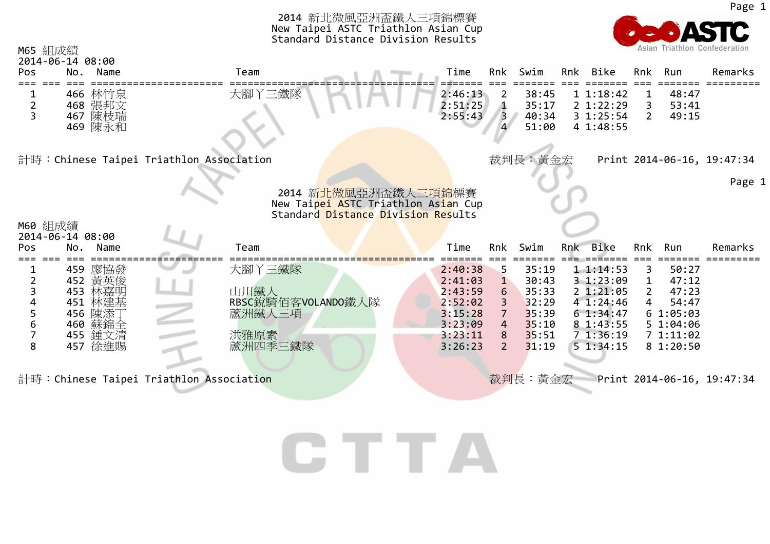# 2014 新北微風亞洲盃鐵人三項錦標賽
## New Taipei ASTC Triathlon Asian Cup
## Standard Distance Division Results

M65 組成績
2014-06-14 08:00

| Pos | No. | Name | Team | Time | Rnk | Swim | Rnk | Bike | Rnk | Run | Remarks |
|---|---|---|---|---|---|---|---|---|---|---|---|
| 1 | 466 | 林竹泉 | 大腳丫三鐵隊 | 2:46:13 | 2 | 38:45 | 1 | 1:18:42 | 1 | 48:47 | |
| 2 | 468 | 張邦文 | | 2:51:25 | 1 | 35:17 | 2 | 1:22:29 | 3 | 53:41 | |
| 3 | 467 | 陳枝瑞 | | 2:55:43 | 3 | 40:34 | 3 | 1:25:54 | 2 | 49:15 | |
| | 469 | 陳永和 | | | 4 | 51:00 | 4 | 1:48:55 | | | |

計時：Chinese Taipei Triathlon Association　　裁判長：黃金宏　　Print 2014-06-16, 19:47:34

# 2014 新北微風亞洲盃鐵人三項錦標賽
## New Taipei ASTC Triathlon Asian Cup
## Standard Distance Division Results

M60 組成績
2014-06-14 08:00

| Pos | No. | Name | Team | Time | Rnk | Swim | Rnk | Bike | Rnk | Run | Remarks |
|---|---|---|---|---|---|---|---|---|---|---|---|
| 1 | 459 | 廖協發 | 大腳丫三鐵隊 | 2:40:38 | 5 | 35:19 | 1 | 1:14:53 | 3 | 50:27 | |
| 2 | 452 | 黃英俊 | | 2:41:03 | 1 | 30:43 | 3 | 1:23:09 | 1 | 47:12 | |
| 3 | 453 | 林嘉明 | 山川鐵人 | 2:43:59 | 6 | 35:33 | 2 | 1:21:05 | 2 | 47:23 | |
| 4 | 451 | 林建基 | RBSC銳騎佰客VOLANDO鐵人隊 | 2:52:02 | 3 | 32:29 | 4 | 1:24:46 | 4 | 54:47 | |
| 5 | 456 | 陳添丁 | 蘆洲鐵人三項 | 3:15:28 | 7 | 35:39 | 6 | 1:34:47 | 6 | 1:05:03 | |
| 6 | 460 | 蘇錦全 | | 3:23:09 | 4 | 35:10 | 8 | 1:43:55 | 5 | 1:04:06 | |
| 7 | 455 | 鍾文清 | 洪雅原素 | 3:23:11 | 8 | 35:51 | 7 | 1:36:19 | 7 | 1:11:02 | |
| 8 | 457 | 徐進賜 | 蘆洲四季三鐵隊 | 3:26:23 | 2 | 31:19 | 5 | 1:34:15 | 8 | 1:20:50 | |

計時：Chinese Taipei Triathlon Association　　裁判長：黃金宏　　Print 2014-06-16, 19:47:34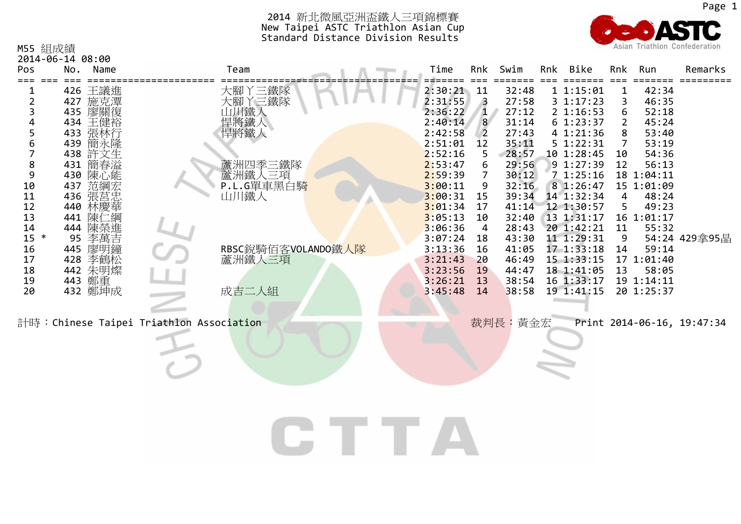# 2014 新北微風亞洲盃鐵人三項錦標賽

New Taipei ASTC Triathlon Asian Cup
Standard Distance Division Results

M55 組成績
2014-06-14 08:00

| Pos | | No. | Name | Team | Time | Rnk | Swim | Rnk | Bike | Rnk | Run | Remarks |
|---|---|---|---|---|---|---|---|---|---|---|---|---|
| 1 | | 426 | 王議進 | 大腳丫三鐵隊 | 2:30:21 | 11 | 32:48 | 1 | 1:15:01 | 1 | 42:34 | |
| 2 | | 427 | 施克潭 | 大腳丫三鐵隊 | 2:31:55 | 3 | 27:58 | 3 | 1:17:23 | 3 | 46:35 | |
| 3 | | 435 | 廖關復 | 山川鐵人 | 2:36:22 | 1 | 27:12 | 2 | 1:16:53 | 6 | 52:18 | |
| 4 | | 434 | 王健裕 | 悍將鐵人 | 2:40:14 | 8 | 31:14 | 6 | 1:23:37 | 2 | 45:24 | |
| 5 | | 433 | 張林行 | 悍將鐵人 | 2:42:58 | 2 | 27:43 | 4 | 1:21:36 | 8 | 53:40 | |
| 6 | | 439 | 簡永隆 | | 2:51:01 | 12 | 35:11 | 5 | 1:22:31 | 7 | 53:19 | |
| 7 | | 438 | 許文生 | | 2:52:16 | 5 | 28:57 | 10 | 1:28:45 | 10 | 54:36 | |
| 8 | | 431 | 簡春溢 | 蘆洲四季三鐵隊 | 2:53:47 | 6 | 29:56 | 9 | 1:27:39 | 12 | 56:13 | |
| 9 | | 430 | 陳心能 | 蘆洲鐵人三項 | 2:59:39 | 7 | 30:12 | 7 | 1:25:16 | 18 | 1:04:11 | |
| 10 | | 437 | 范綱宏 | P.L.G單車黑白騎 | 3:00:11 | 9 | 32:16 | 8 | 1:26:47 | 15 | 1:01:09 | |
| 11 | | 436 | 張莒忠 | 山川鐵人 | 3:00:31 | 15 | 39:34 | 14 | 1:32:34 | 4 | 48:24 | |
| 12 | | 440 | 林慶華 | | 3:01:34 | 17 | 41:14 | 12 | 1:30:57 | 5 | 49:23 | |
| 13 | | 441 | 陳仁綱 | | 3:05:13 | 10 | 32:40 | 13 | 1:31:17 | 16 | 1:01:17 | |
| 14 | | 444 | 陳榮進 | | 3:06:36 | 4 | 28:43 | 20 | 1:42:21 | 11 | 55:32 | |
| 15 | * | 95 | 李萬吉 | | 3:07:24 | 18 | 43:30 | 11 | 1:29:31 | 9 | 54:24 | 429拿95晶 |
| 16 | | 445 | 廖明鐘 | RBSC銳騎佰客VOLANDO鐵人隊 | 3:13:36 | 16 | 41:05 | 17 | 1:33:18 | 14 | 59:14 | |
| 17 | | 428 | 李鶴松 | 蘆洲鐵人三項 | 3:21:43 | 20 | 46:49 | 15 | 1:33:15 | 17 | 1:01:40 | |
| 18 | | 442 | 朱明燦 | | 3:23:56 | 19 | 44:47 | 18 | 1:41:05 | 13 | 58:05 | |
| 19 | | 443 | 鄭重 | | 3:26:21 | 13 | 38:54 | 16 | 1:33:17 | 19 | 1:14:11 | |
| 20 | | 432 | 鄭坤成 | 成吉二人組 | 3:45:48 | 14 | 38:58 | 19 | 1:41:15 | 20 | 1:25:37 | |

計時：Chinese Taipei Triathlon Association　　裁判長：黃金宏　　Print 2014-06-16, 19:47:34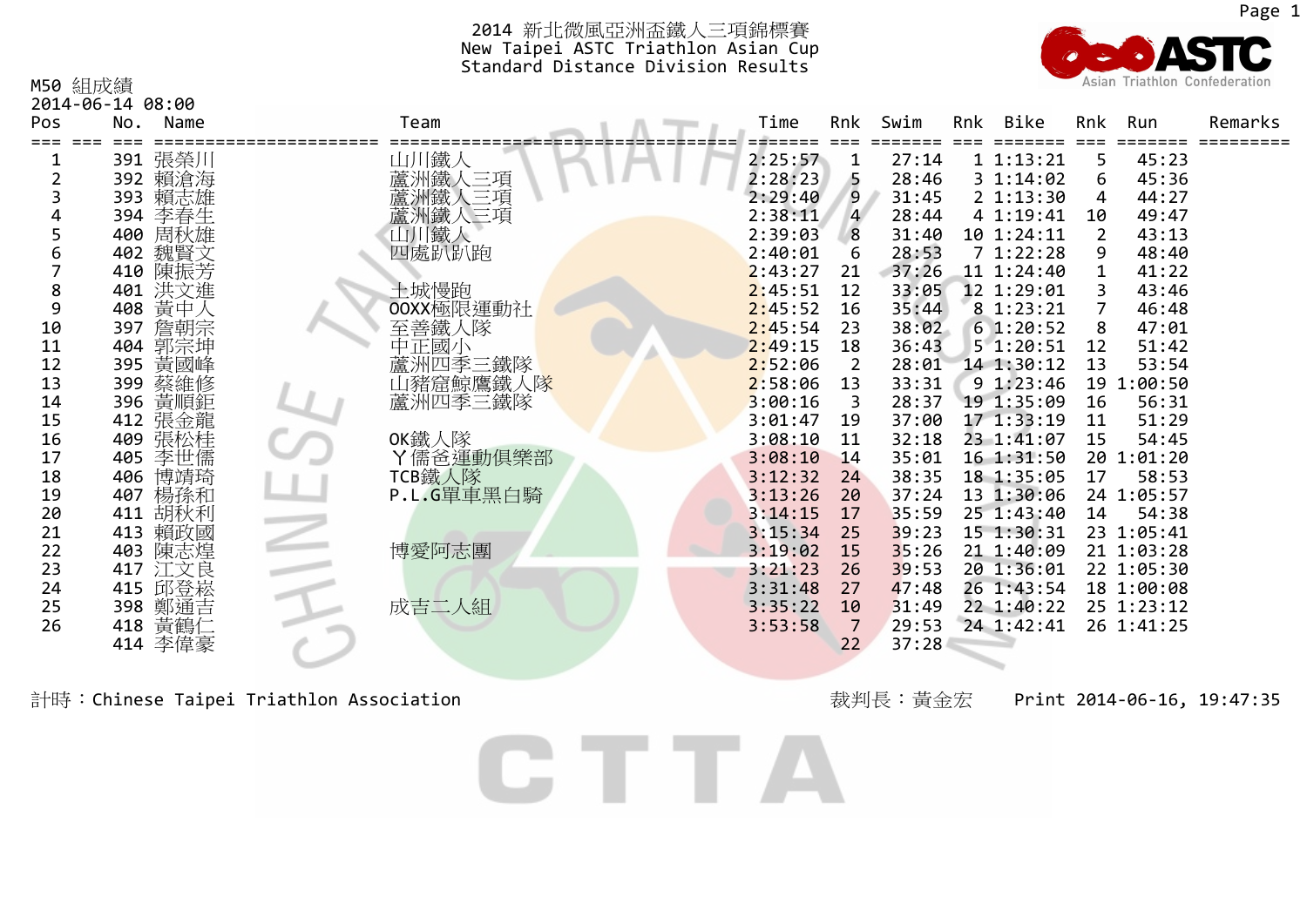# 2014 新北微風亞洲盃鐵人三項錦標賽
# New Taipei ASTC Triathlon Asian Cup
## Standard Distance Division Results

M50 組成績
2014-06-14 08:00

| Pos | No. | Name | Team | Time | Rnk | Swim | Rnk | Bike | Rnk | Run | Remarks |
|---|---|---|---|---|---|---|---|---|---|---|---|
| 1 | 391 | 張榮川 | 山川鐵人 | 2:25:57 | 1 | 27:14 | 1 | 1:13:21 | 5 | 45:23 | |
| 2 | 392 | 賴滄海 | 蘆洲鐵人三項 | 2:28:23 | 5 | 28:46 | 3 | 1:14:02 | 6 | 45:36 | |
| 3 | 393 | 賴志雄 | 蘆洲鐵人三項 | 2:29:40 | 9 | 31:45 | 2 | 1:13:30 | 4 | 44:27 | |
| 4 | 394 | 李春生 | 蘆洲鐵人三項 | 2:38:11 | 4 | 28:44 | 4 | 1:19:41 | 10 | 49:47 | |
| 5 | 400 | 周秋雄 | 山川鐵人 | 2:39:03 | 8 | 31:40 | 10 | 1:24:11 | 2 | 43:13 | |
| 6 | 402 | 魏賢文 | 四處趴趴跑 | 2:40:01 | 6 | 28:53 | 7 | 1:22:28 | 9 | 48:40 | |
| 7 | 410 | 陳振芳 | | 2:43:27 | 21 | 37:26 | 11 | 1:24:40 | 1 | 41:22 | |
| 8 | 401 | 洪文進 | 土城慢跑 | 2:45:51 | 12 | 33:05 | 12 | 1:29:01 | 3 | 43:46 | |
| 9 | 408 | 黃中人 | OOXX極限運動社 | 2:45:52 | 16 | 35:44 | 8 | 1:23:21 | 7 | 46:48 | |
| 10 | 397 | 詹朝宗 | 至善鐵人隊 | 2:45:54 | 23 | 38:02 | 6 | 1:20:52 | 8 | 47:01 | |
| 11 | 404 | 郭宗坤 | 中正國小 | 2:49:15 | 18 | 36:43 | 5 | 1:20:51 | 12 | 51:42 | |
| 12 | 395 | 黃國峰 | 蘆洲四季三鐵隊 | 2:52:06 | 2 | 28:01 | 14 | 1:30:12 | 13 | 53:54 | |
| 13 | 399 | 蔡維修 | 山豬窟鯨鷹鐵人隊 | 2:58:06 | 13 | 33:31 | 9 | 1:23:46 | 19 | 1:00:50 | |
| 14 | 396 | 黃順鉅 | 蘆洲四季三鐵隊 | 3:00:16 | 3 | 28:37 | 19 | 1:35:09 | 16 | 56:31 | |
| 15 | 412 | 張金龍 | | 3:01:47 | 19 | 37:00 | 17 | 1:33:19 | 11 | 51:29 | |
| 16 | 409 | 張松桂 | OK鐵人隊 | 3:08:10 | 11 | 32:18 | 23 | 1:41:07 | 15 | 54:45 | |
| 17 | 405 | 李世儒 | ㄚ儒爸運動俱樂部 | 3:08:10 | 14 | 35:01 | 16 | 1:31:50 | 20 | 1:01:20 | |
| 18 | 406 | 博靖琦 | TCB鐵人隊 | 3:12:32 | 24 | 38:35 | 18 | 1:35:05 | 17 | 58:53 | |
| 19 | 407 | 楊孫和 | P.L.G單車黑白騎 | 3:13:26 | 20 | 37:24 | 13 | 1:30:06 | 24 | 1:05:57 | |
| 20 | 411 | 胡秋利 | | 3:14:15 | 17 | 35:59 | 25 | 1:43:40 | 14 | 54:38 | |
| 21 | 413 | 賴政國 | | 3:15:34 | 25 | 39:23 | 15 | 1:30:31 | 23 | 1:05:41 | |
| 22 | 403 | 陳志煌 | 博愛阿志團 | 3:19:02 | 15 | 35:26 | 21 | 1:40:09 | 21 | 1:03:28 | |
| 23 | 417 | 江文良 | | 3:21:23 | 26 | 39:53 | 20 | 1:36:01 | 22 | 1:05:30 | |
| 24 | 415 | 邱登崧 | | 3:31:48 | 27 | 47:48 | 26 | 1:43:54 | 18 | 1:00:08 | |
| 25 | 398 | 鄭通吉 | 成吉二人組 | 3:35:22 | 10 | 31:49 | 22 | 1:40:22 | 25 | 1:23:12 | |
| 26 | 418 | 黃鶴仁 | | 3:53:58 | 7 | 29:53 | 24 | 1:42:41 | 26 | 1:41:25 | |
| | 414 | 李偉豪 | | | 22 | 37:28 | | | | | |

計時：Chinese Taipei Triathlon Association　　裁判長：黃金宏　　Print 2014-06-16, 19:47:35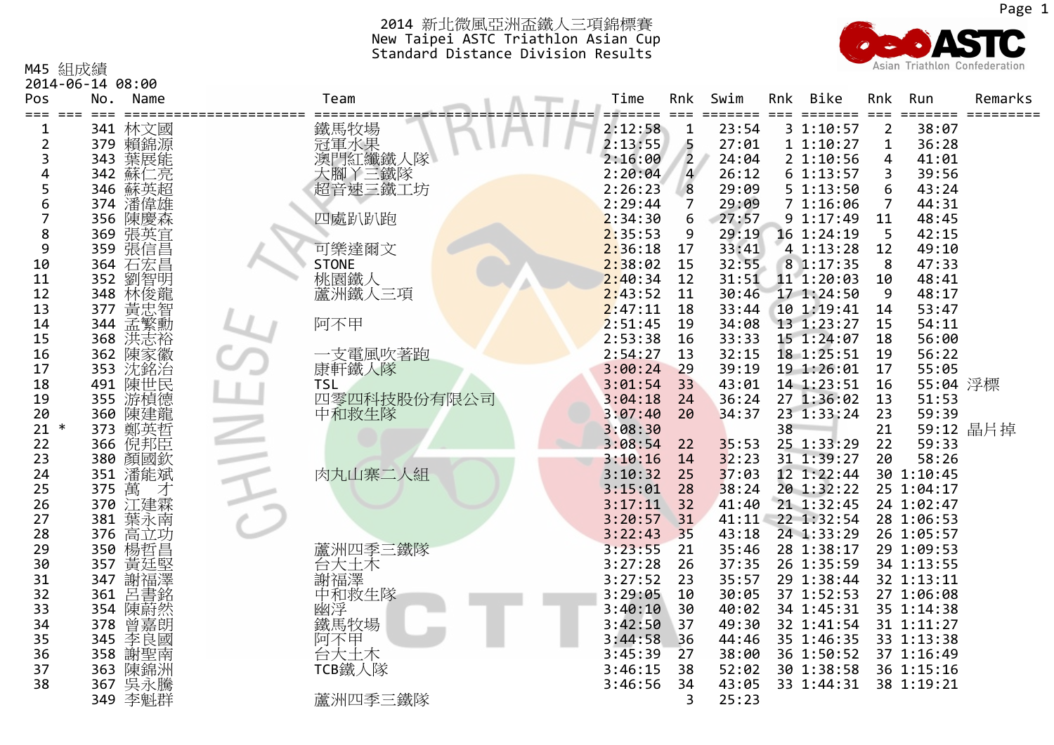# 2014 新北微風亞洲盃鐵人三項錦標賽
## New Taipei ASTC Triathlon Asian Cup
## Standard Distance Division Results

M45 組成績

2014-06-14 08:00

| Pos | | No. | Name | Team | Time | Rnk | Swim | Rnk | Bike | Rnk | Run | Remarks |
|---|---|---|---|---|---|---|---|---|---|---|---|---|
| 1 | | 341 | 林文國 | 鐵馬牧場 | 2:12:58 | 1 | 23:54 | 3 | 1:10:57 | 2 | 38:07 | |
| 2 | | 379 | 賴錦源 | 冠軍水果 | 2:13:55 | 5 | 27:01 | 1 | 1:10:27 | 1 | 36:28 | |
| 3 | | 343 | 葉展能 | 澳門紅鐵鐵人隊 | 2:16:00 | 2 | 24:04 | 2 | 1:10:56 | 4 | 41:01 | |
| 4 | | 342 | 蘇仁亮 | 大腳丫三鐵隊 | 2:20:04 | 4 | 26:12 | 6 | 1:13:57 | 3 | 39:56 | |
| 5 | | 346 | 蘇英超 | 超音速三鐵工坊 | 2:26:23 | 8 | 29:09 | 5 | 1:13:50 | 6 | 43:24 | |
| 6 | | 374 | 潘偉雄 | | 2:29:44 | 7 | 29:09 | 7 | 1:16:06 | 7 | 44:31 | |
| 7 | | 356 | 陳慶森 | 四處趴趴跑 | 2:34:30 | 6 | 27:57 | 9 | 1:17:49 | 11 | 48:45 | |
| 8 | | 369 | 張英宜 | | 2:35:53 | 9 | 29:19 | 16 | 1:24:19 | 5 | 42:15 | |
| 9 | | 359 | 張信昌 | 可樂達爾文 | 2:36:18 | 17 | 33:41 | 4 | 1:13:28 | 12 | 49:10 | |
| 10 | | 364 | 石宏昌 | STONE | 2:38:02 | 15 | 32:55 | 8 | 1:17:35 | 8 | 47:33 | |
| 11 | | 352 | 劉智明 | 桃園鐵人 | 2:40:34 | 12 | 31:51 | 11 | 1:20:03 | 10 | 48:41 | |
| 12 | | 348 | 林俊龍 | 蘆洲鐵人三項 | 2:43:52 | 11 | 30:46 | 17 | 1:24:50 | 9 | 48:17 | |
| 13 | | 377 | 黃忠智 | | 2:47:11 | 18 | 33:44 | 10 | 1:19:41 | 14 | 53:47 | |
| 14 | | 344 | 孟繁勳 | 阿不甲 | 2:51:45 | 19 | 34:08 | 13 | 1:23:27 | 15 | 54:11 | |
| 15 | | 368 | 洪志裕 | | 2:53:38 | 16 | 33:33 | 15 | 1:24:07 | 18 | 56:00 | |
| 16 | | 362 | 陳家徽 | 一支電風吹著跑 | 2:54:27 | 13 | 32:15 | 18 | 1:25:51 | 19 | 56:22 | |
| 17 | | 353 | 沈銘治 | 康軒鐵人隊 | 3:00:24 | 29 | 39:19 | 19 | 1:26:01 | 17 | 55:05 | |
| 18 | | 491 | 陳世民 | TSL | 3:01:54 | 33 | 43:01 | 14 | 1:23:51 | 16 | 55:04 | 浮標 |
| 19 | | 355 | 游楨德 | 四零四科技股份有限公司 | 3:04:18 | 24 | 36:24 | 27 | 1:36:02 | 13 | 51:53 | |
| 20 | | 360 | 陳建龍 | 中和救生隊 | 3:07:40 | 20 | 34:37 | 23 | 1:33:24 | 23 | 59:39 | |
| 21 | * | 373 | 鄭英哲 | | 3:08:30 | | | 38 | | 21 | 59:12 | 晶片掉 |
| 22 | | 366 | 倪邦臣 | | 3:08:54 | 22 | 35:53 | 25 | 1:33:29 | 22 | 59:33 | |
| 23 | | 380 | 顏國欽 | | 3:10:16 | 14 | 32:23 | 31 | 1:39:27 | 20 | 58:26 | |
| 24 | | 351 | 潘能斌 | 肉丸山寨二人組 | 3:10:32 | 25 | 37:03 | 12 | 1:22:44 | 30 | 1:10:45 | |
| 25 | | 375 | 萬　才 | | 3:15:01 | 28 | 38:24 | 20 | 1:32:22 | 25 | 1:04:17 | |
| 26 | | 370 | 江建霖 | | 3:17:11 | 32 | 41:40 | 21 | 1:32:45 | 24 | 1:02:47 | |
| 27 | | 381 | 葉永南 | | 3:20:57 | 31 | 41:11 | 22 | 1:32:54 | 28 | 1:06:53 | |
| 28 | | 376 | 高立功 | | 3:22:43 | 35 | 43:18 | 24 | 1:33:29 | 26 | 1:05:57 | |
| 29 | | 350 | 楊哲昌 | 蘆洲四季三鐵隊 | 3:23:55 | 21 | 35:46 | 28 | 1:38:17 | 29 | 1:09:53 | |
| 30 | | 357 | 黃廷堅 | 台大土木 | 3:27:28 | 26 | 37:35 | 26 | 1:35:59 | 34 | 1:13:55 | |
| 31 | | 347 | 謝福澤 | 謝福澤 | 3:27:52 | 23 | 35:57 | 29 | 1:38:44 | 32 | 1:13:11 | |
| 32 | | 361 | 呂書銘 | 中和救生隊 | 3:29:05 | 10 | 30:05 | 37 | 1:52:53 | 27 | 1:06:08 | |
| 33 | | 354 | 陳蔚然 | 幽浮 | 3:40:10 | 30 | 40:02 | 34 | 1:45:31 | 35 | 1:14:38 | |
| 34 | | 378 | 曾嘉朗 | 鐵馬牧場 | 3:42:50 | 37 | 49:30 | 32 | 1:41:54 | 31 | 1:11:27 | |
| 35 | | 345 | 李良國 | 阿不甲 | 3:44:58 | 36 | 44:46 | 35 | 1:46:35 | 33 | 1:13:38 | |
| 36 | | 358 | 謝聖南 | 台大土木 | 3:45:39 | 27 | 38:00 | 36 | 1:50:52 | 37 | 1:16:49 | |
| 37 | | 363 | 陳錦洲 | TCB鐵人隊 | 3:46:15 | 38 | 52:02 | 30 | 1:38:58 | 36 | 1:15:16 | |
| 38 | | 367 | 吳永騰 | | 3:46:56 | 34 | 43:05 | 33 | 1:44:31 | 38 | 1:19:21 | |
| | | 349 | 李魁群 | 蘆洲四季三鐵隊 | | 3 | 25:23 | | | | | |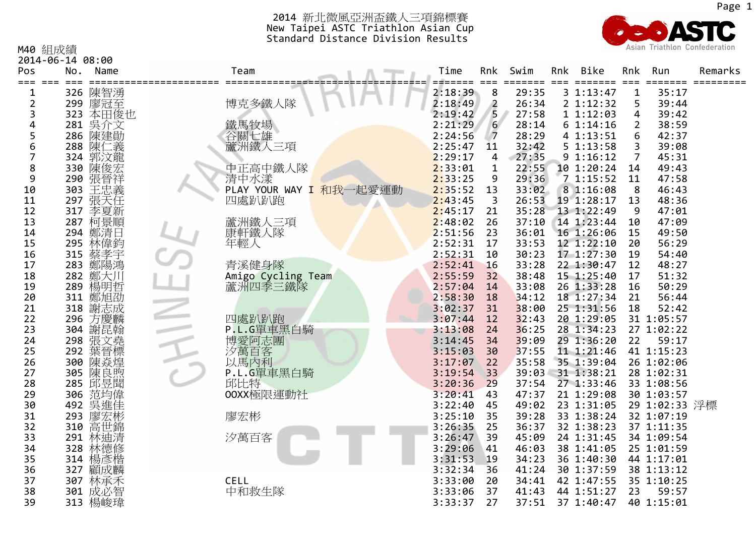# 2014 新北微風亞洲盃鐵人三項錦標賽

## New Taipei ASTC Triathlon Asian Cup

## Standard Distance Division Results

M40 組成績

2014-06-14 08:00

| Pos | No. | Name | Team | Time | Rnk | Swim | Rnk | Bike | Rnk | Run | Remarks |
|---|---|---|---|---|---|---|---|---|---|---|---|
| 1 | 326 | 陳智湧 | | 2:18:39 | 8 | 29:35 | 3 | 1:13:47 | 1 | 35:17 | |
| 2 | 299 | 廖冠至 | 博克多鐵人隊 | 2:18:49 | 2 | 26:34 | 2 | 1:12:32 | 5 | 39:44 | |
| 3 | 323 | 本田俊也 | | 2:19:42 | 5 | 27:58 | 1 | 1:12:03 | 4 | 39:42 | |
| 4 | 281 | 吳介文 | 鐵馬牧場 | 2:21:29 | 6 | 28:14 | 6 | 1:14:16 | 2 | 38:59 | |
| 5 | 286 | 陳建勛 | 合闢七雄 | 2:24:56 | 7 | 28:29 | 4 | 1:13:51 | 6 | 42:37 | |
| 6 | 288 | 陳仁義 | 蘆洲鐵人三項 | 2:25:47 | 11 | 32:42 | 5 | 1:13:58 | 3 | 39:08 | |
| 7 | 324 | 郭汶龍 | | 2:29:17 | 4 | 27:35 | 9 | 1:16:12 | 7 | 45:31 | |
| 8 | 330 | 陳俊宏 | 中正高中鐵人隊 | 2:33:01 | 1 | 22:55 | 10 | 1:20:24 | 14 | 49:43 | |
| 9 | 290 | 張晉祥 | 清中水漾 | 2:33:25 | 9 | 29:36 | 7 | 1:15:52 | 11 | 47:58 | |
| 10 | 303 | 王忠義 | PLAY YOUR WAY I 和我一起愛運動 | 2:35:52 | 13 | 33:02 | 8 | 1:16:08 | 8 | 46:43 | |
| 11 | 297 | 張天任 | 四處趴趴跑 | 2:43:45 | 3 | 26:53 | 19 | 1:28:17 | 13 | 48:36 | |
| 12 | 317 | 李夏新 | | 2:45:17 | 21 | 35:28 | 13 | 1:22:49 | 9 | 47:01 | |
| 13 | 287 | 柯景順 | 蘆洲鐵人三項 | 2:48:02 | 26 | 37:10 | 14 | 1:23:44 | 10 | 47:09 | |
| 14 | 294 | 鄭清日 | 康軒鐵人隊 | 2:51:56 | 23 | 36:01 | 16 | 1:26:06 | 15 | 49:50 | |
| 15 | 295 | 林偉鈞 | 年輕人 | 2:52:31 | 17 | 33:53 | 12 | 1:22:10 | 20 | 56:29 | |
| 16 | 315 | 蔡孝宇 | | 2:52:31 | 10 | 30:23 | 17 | 1:27:30 | 19 | 54:40 | |
| 17 | 283 | 鄭陽鴻 | 青溪健身隊 | 2:52:41 | 16 | 33:28 | 22 | 1:30:47 | 12 | 48:27 | |
| 18 | 282 | 鄭大川 | Amigo Cycling Team | 2:55:59 | 32 | 38:48 | 15 | 1:25:40 | 17 | 51:32 | |
| 19 | 289 | 楊明哲 | 蘆洲四季三鐵隊 | 2:57:04 | 14 | 33:08 | 26 | 1:33:28 | 16 | 50:29 | |
| 20 | 311 | 鄭旭劭 | | 2:58:30 | 18 | 34:12 | 18 | 1:27:34 | 21 | 56:44 | |
| 21 | 318 | 謝志成 | | 3:02:37 | 31 | 38:00 | 25 | 1:31:56 | 18 | 52:42 | |
| 22 | 296 | 方慶麟 | 四處趴趴跑 | 3:07:44 | 12 | 32:43 | 20 | 1:29:05 | 31 | 1:05:57 | |
| 23 | 304 | 謝昆翰 | P.L.G單車黑白騎 | 3:13:08 | 24 | 36:25 | 28 | 1:34:23 | 27 | 1:02:22 | |
| 24 | 298 | 張文堯 | 博愛阿志團 | 3:14:45 | 34 | 39:09 | 29 | 1:36:20 | 22 | 59:17 | |
| 25 | 292 | 葉晉標 | 汐萬百客 | 3:15:03 | 30 | 37:55 | 11 | 1:21:46 | 41 | 1:15:23 | |
| 26 | 300 | 陳焱煌 | 以馬內利 | 3:17:07 | 22 | 35:58 | 35 | 1:39:04 | 26 | 1:02:06 | |
| 27 | 305 | 陳良煦 | P.L.G單車黑白騎 | 3:19:54 | 33 | 39:03 | 31 | 1:38:21 | 28 | 1:02:31 | |
| 28 | 285 | 邱昱閩 | 邱比特 | 3:20:36 | 29 | 37:54 | 27 | 1:33:46 | 33 | 1:08:56 | |
| 29 | 306 | 范均偉 | OOXX極限運動社 | 3:20:41 | 43 | 47:37 | 21 | 1:29:08 | 30 | 1:03:57 | |
| 30 | 492 | 吳進佳 | | 3:22:40 | 45 | 49:02 | 23 | 1:31:05 | 29 | 1:02:33 | 浮標 |
| 31 | 293 | 廖宏彬 | 廖宏彬 | 3:25:10 | 35 | 39:28 | 33 | 1:38:24 | 32 | 1:07:19 | |
| 32 | 310 | 高世錦 | | 3:26:35 | 25 | 36:37 | 32 | 1:38:23 | 37 | 1:11:35 | |
| 33 | 291 | 林迪清 | 汐萬百客 | 3:26:47 | 39 | 45:09 | 24 | 1:31:45 | 34 | 1:09:54 | |
| 34 | 328 | 林德修 | | 3:29:06 | 41 | 46:03 | 38 | 1:41:05 | 25 | 1:01:59 | |
| 35 | 314 | 楊彥楷 | | 3:31:53 | 19 | 34:23 | 36 | 1:40:30 | 44 | 1:17:01 | |
| 36 | 327 | 顧成麟 | | 3:32:34 | 36 | 41:24 | 30 | 1:37:59 | 38 | 1:13:12 | |
| 37 | 307 | 林承禾 | CELL | 3:33:00 | 20 | 34:41 | 42 | 1:47:55 | 35 | 1:10:25 | |
| 38 | 301 | 成必智 | 中和救生隊 | 3:33:06 | 37 | 41:43 | 44 | 1:51:27 | 23 | 59:57 | |
| 39 | 313 | 楊峻瑋 | | 3:33:37 | 27 | 37:51 | 37 | 1:40:47 | 40 | 1:15:01 | |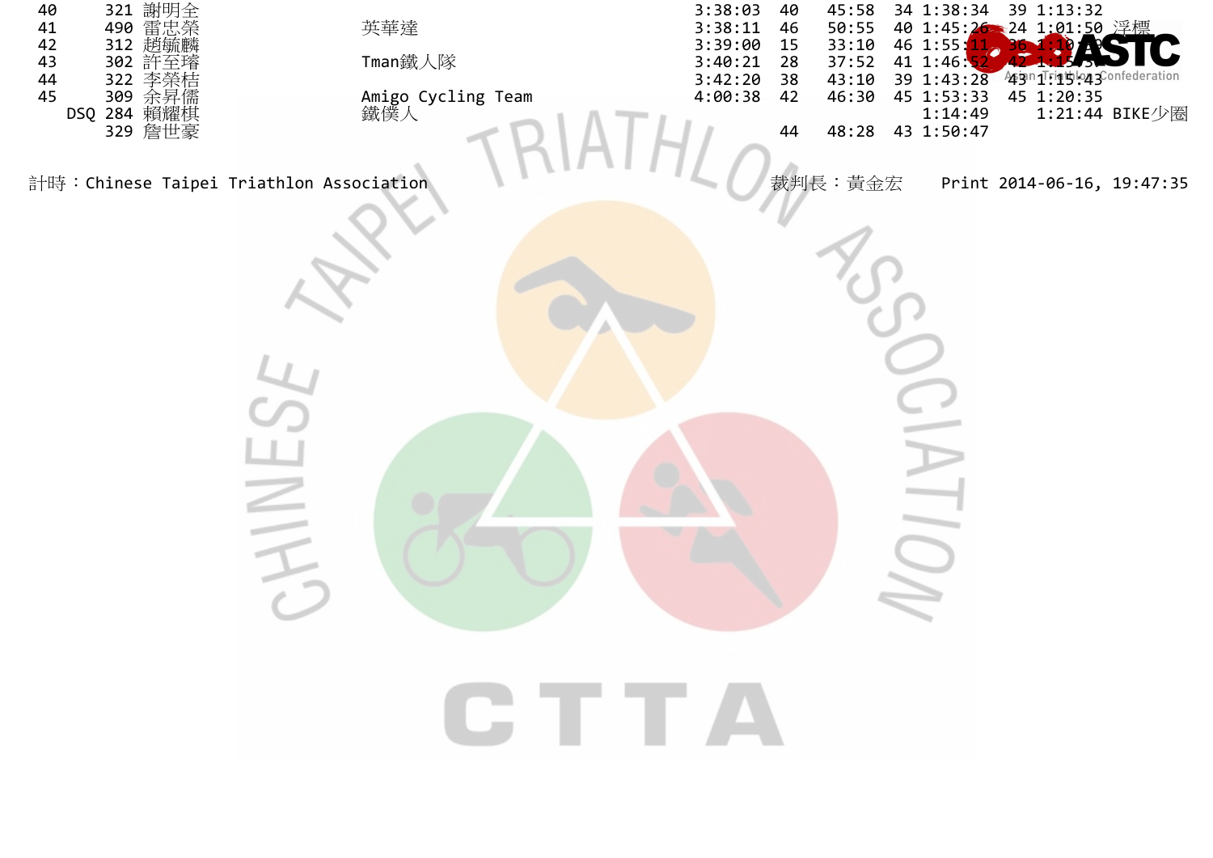| Rank | No. | Name | Team | Total | Swim Rank | Swim | Bike Rank | Bike | Run Rank | Run | Note |
|---|---|---|---|---|---|---|---|---|---|---|---|
| 40 | 321 | 謝明全 | | 3:38:03 | 40 | 45:58 | 34 | 1:38:34 | 39 | 1:13:32 | |
| 41 | 490 | 雷忠榮 | 英華達 | 3:38:11 | 46 | 50:55 | 40 | 1:45:26 | 24 | 1:01:50 | 浮標 |
| 42 | 312 | 趙毓麟 | | 3:39:00 | 15 | 33:10 | 46 | 1:55:11 | 36 | 1:10:39 | |
| 43 | 302 | 許至璿 | Tman鐵人隊 | 3:40:21 | 28 | 37:52 | 41 | 1:46:52 | 42 | 1:15:57 | |
| 44 | 322 | 李榮桔 | | 3:42:20 | 38 | 43:10 | 39 | 1:43:28 | 43 | 1:15:43 | |
| 45 | 309 | 余昇儒 | Amigo Cycling Team | 4:00:38 | 42 | 46:30 | 45 | 1:53:33 | 45 | 1:20:35 | |
| DSQ | 284 | 賴耀棋 | 鐵僕人 | | | | | 1:14:49 | | 1:21:44 | BIKE少圈 |
| | 329 | 詹世豪 | | | 44 | 48:28 | 43 | 1:50:47 | | | |

計時：Chinese Taipei Triathlon Association　　裁判長：黃金宏　　Print 2014-06-16, 19:47:35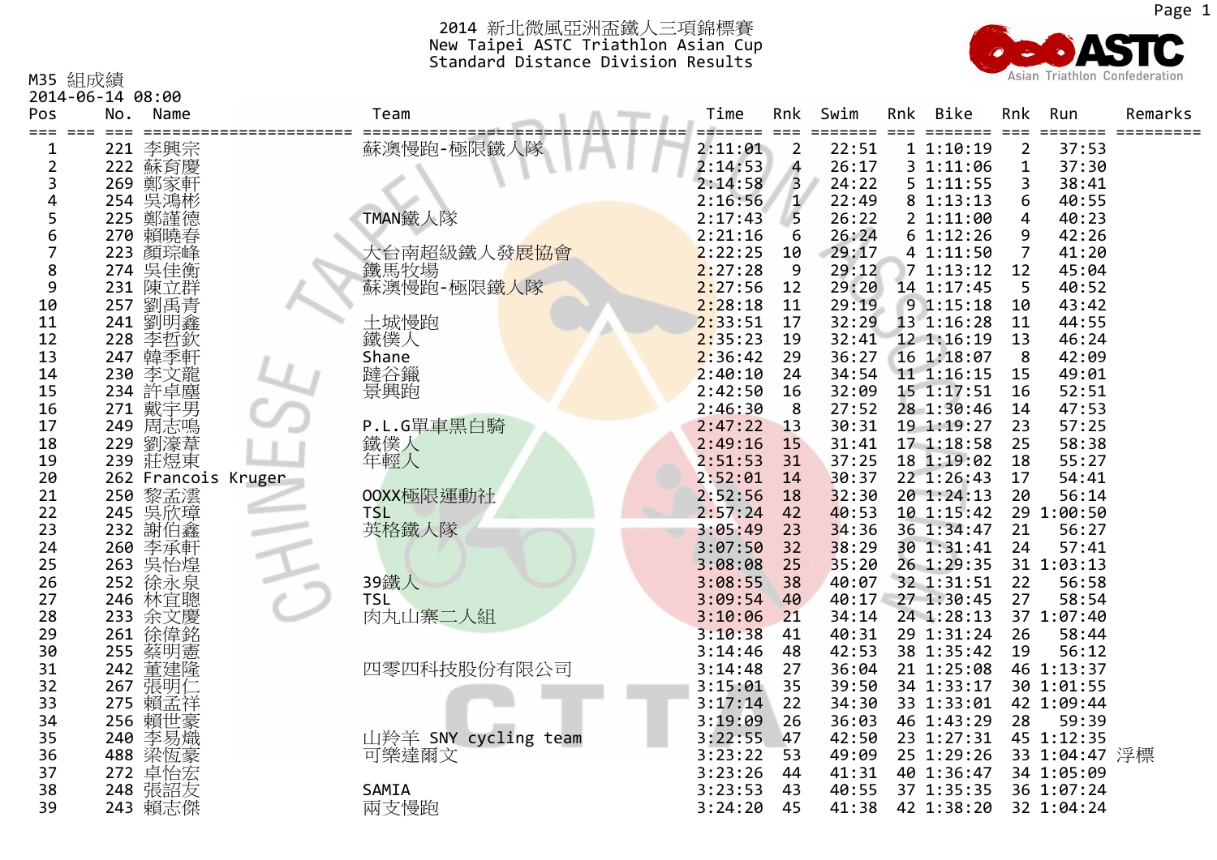# 2014 新北微風亞洲盃鐵人三項錦標賽

**New Taipei ASTC Triathlon Asian Cup**

**Standard Distance Division Results**

M35 組成績

2014-06-14 08:00

| Pos | No. | Name | Team | Time | Rnk | Swim | Rnk | Bike | Rnk | Run | Remarks |
|---|---|---|---|---|---|---|---|---|---|---|---|
| 1 | 221 | 李興宗 | 蘇澳慢跑-極限鐵人隊 | 2:11:01 | 2 | 22:51 | 1 | 1:10:19 | 2 | 37:53 | |
| 2 | 222 | 蘇育慶 | | 2:14:53 | 4 | 26:17 | 3 | 1:11:06 | 1 | 37:30 | |
| 3 | 269 | 鄭家軒 | | 2:14:58 | 3 | 24:22 | 5 | 1:11:55 | 3 | 38:41 | |
| 4 | 254 | 吳鴻彬 | | 2:16:56 | 1 | 22:49 | 8 | 1:13:13 | 6 | 40:55 | |
| 5 | 225 | 鄭謹德 | TMAN鐵人隊 | 2:17:43 | 5 | 26:22 | 2 | 1:11:00 | 4 | 40:23 | |
| 6 | 270 | 賴曉春 | | 2:21:16 | 6 | 26:24 | 6 | 1:12:26 | 9 | 42:26 | |
| 7 | 223 | 顏琮峰 | 大台南超級鐵人發展協會 | 2:22:25 | 10 | 29:17 | 4 | 1:11:50 | 7 | 41:20 | |
| 8 | 274 | 吳佳衡 | 鐵馬牧場 | 2:27:28 | 9 | 29:12 | 7 | 1:13:12 | 12 | 45:04 | |
| 9 | 231 | 陳立群 | 蘇澳慢跑-極限鐵人隊 | 2:27:56 | 12 | 29:20 | 14 | 1:17:45 | 5 | 40:52 | |
| 10 | 257 | 劉禹青 | | 2:28:18 | 11 | 29:19 | 9 | 1:15:18 | 10 | 43:42 | |
| 11 | 241 | 劉明鑫 | 土城慢跑 | 2:33:51 | 17 | 32:29 | 13 | 1:16:28 | 11 | 44:55 | |
| 12 | 228 | 李哲欽 | 鐵僕人 | 2:35:23 | 19 | 32:41 | 12 | 1:16:19 | 13 | 46:24 | |
| 13 | 247 | 韓季軒 | Shane | 2:36:42 | 29 | 36:27 | 16 | 1:18:07 | 8 | 42:09 | |
| 14 | 230 | 李文龍 | 踺谷鑞 | 2:40:10 | 24 | 34:54 | 11 | 1:16:15 | 15 | 49:01 | |
| 15 | 234 | 許卓塵 | 景興跑 | 2:42:50 | 16 | 32:09 | 15 | 1:17:51 | 16 | 52:51 | |
| 16 | 271 | 戴宇男 | | 2:46:30 | 8 | 27:52 | 28 | 1:30:46 | 14 | 47:53 | |
| 17 | 249 | 周志鳴 | P.L.G單車黑白騎 | 2:47:22 | 13 | 30:31 | 19 | 1:19:27 | 23 | 57:25 | |
| 18 | 229 | 劉濠葦 | 鐵僕人 | 2:49:16 | 15 | 31:41 | 17 | 1:18:58 | 25 | 58:38 | |
| 19 | 239 | 莊煜東 | 年輕人 | 2:51:53 | 31 | 37:25 | 18 | 1:19:02 | 18 | 55:27 | |
| 20 | 262 | Francois Kruger | | 2:52:01 | 14 | 30:37 | 22 | 1:26:43 | 17 | 54:41 | |
| 21 | 250 | 黎孟澐 | OOXX極限運動社 | 2:52:56 | 18 | 32:30 | 20 | 1:24:13 | 20 | 56:14 | |
| 22 | 245 | 吳欣璋 | TSL | 2:57:24 | 42 | 40:53 | 10 | 1:15:42 | 29 | 1:00:50 | |
| 23 | 232 | 謝伯鑫 | 英格鐵人隊 | 3:05:49 | 23 | 34:36 | 36 | 1:34:47 | 21 | 56:27 | |
| 24 | 260 | 李承軒 | | 3:07:50 | 32 | 38:29 | 30 | 1:31:41 | 24 | 57:41 | |
| 25 | 263 | 吳怡煌 | | 3:08:08 | 25 | 35:20 | 26 | 1:29:35 | 31 | 1:03:13 | |
| 26 | 252 | 徐永泉 | 39鐵人 | 3:08:55 | 38 | 40:07 | 32 | 1:31:51 | 22 | 56:58 | |
| 27 | 246 | 林宜聰 | TSL | 3:09:54 | 40 | 40:17 | 27 | 1:30:45 | 27 | 58:54 | |
| 28 | 233 | 余文慶 | 肉丸山寨二人組 | 3:10:06 | 21 | 34:14 | 24 | 1:28:13 | 37 | 1:07:40 | |
| 29 | 261 | 徐偉銘 | | 3:10:38 | 41 | 40:31 | 29 | 1:31:24 | 26 | 58:44 | |
| 30 | 255 | 蔡明憲 | | 3:14:46 | 48 | 42:53 | 38 | 1:35:42 | 19 | 56:12 | |
| 31 | 242 | 董建隆 | 四零四科技股份有限公司 | 3:14:48 | 27 | 36:04 | 21 | 1:25:08 | 46 | 1:13:37 | |
| 32 | 267 | 張明仁 | | 3:15:01 | 35 | 39:50 | 34 | 1:33:17 | 30 | 1:01:55 | |
| 33 | 275 | 賴孟祥 | | 3:17:14 | 22 | 34:30 | 33 | 1:33:01 | 42 | 1:09:44 | |
| 34 | 256 | 賴世豪 | | 3:19:09 | 26 | 36:03 | 46 | 1:43:29 | 28 | 59:39 | |
| 35 | 240 | 李易熾 | 山羚羊 SNY cycling team | 3:22:55 | 47 | 42:50 | 23 | 1:27:31 | 45 | 1:12:35 | |
| 36 | 488 | 梁恆豪 | 可樂達爾文 | 3:23:22 | 53 | 49:09 | 25 | 1:29:26 | 33 | 1:04:47 | 浮標 |
| 37 | 272 | 卓怡宏 | | 3:23:26 | 44 | 41:31 | 40 | 1:36:47 | 34 | 1:05:09 | |
| 38 | 248 | 張詔友 | SAMIA | 3:23:53 | 43 | 40:55 | 37 | 1:35:35 | 36 | 1:07:24 | |
| 39 | 243 | 賴志傑 | 兩支慢跑 | 3:24:20 | 45 | 41:38 | 42 | 1:38:20 | 32 | 1:04:24 | |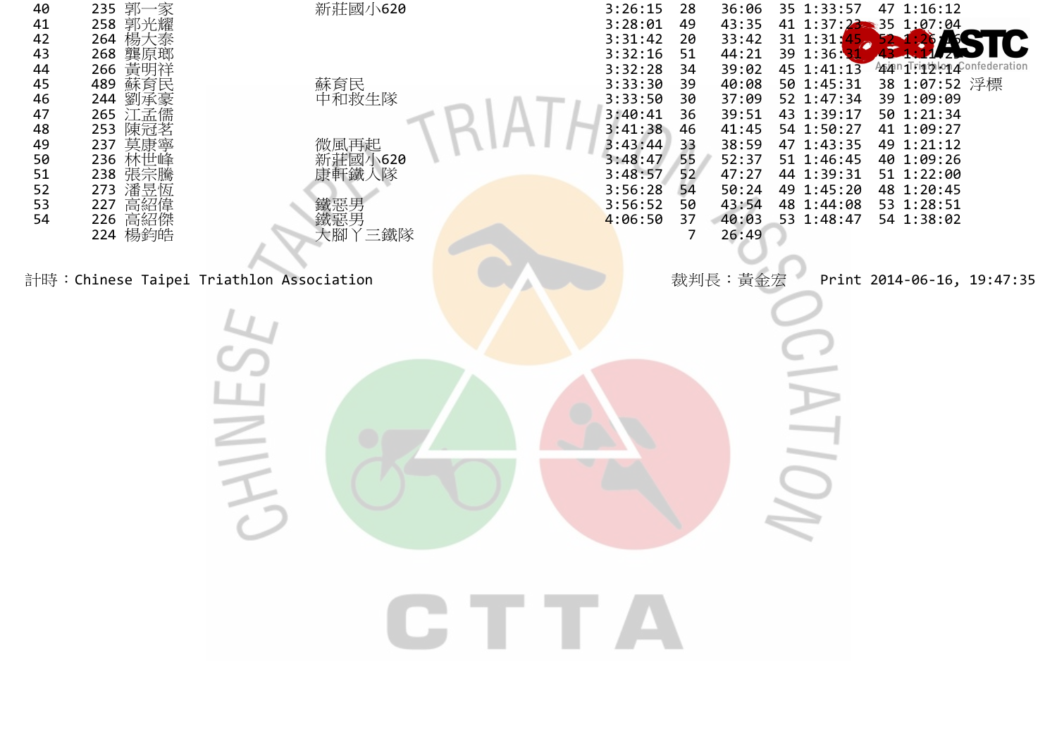| | | | | | | | | | | | |
|---|---|---|---|---|---|---|---|---|---|---|---|
| 40 | 235 | 郭一家 | 新莊國小620 | 3:26:15 | 28 | 36:06 | 35 | 1:33:57 | 47 | 1:16:12 | |
| 41 | 258 | 郭光耀 | | 3:28:01 | 49 | 43:35 | 41 | 1:37:23 | 35 | 1:07:04 | |
| 42 | 264 | 楊大泰 | | 3:31:42 | 20 | 33:42 | 31 | 1:31:45 | 52 | 1:26:15 | |
| 43 | 268 | 龔原瑯 | | 3:32:16 | 51 | 44:21 | 39 | 1:36:31 | 43 | 1:11:24 | |
| 44 | 266 | 黃明祥 | | 3:32:28 | 34 | 39:02 | 45 | 1:41:13 | 44 | 1:12:14 | |
| 45 | 489 | 蘇育民 | 蘇育民 | 3:33:30 | 39 | 40:08 | 50 | 1:45:31 | 38 | 1:07:52 | 浮標 |
| 46 | 244 | 劉承豪 | 中和救生隊 | 3:33:50 | 30 | 37:09 | 52 | 1:47:34 | 39 | 1:09:09 | |
| 47 | 265 | 江孟儒 | | 3:40:41 | 36 | 39:51 | 43 | 1:39:17 | 50 | 1:21:34 | |
| 48 | 253 | 陳冠茗 | | 3:41:38 | 46 | 41:45 | 54 | 1:50:27 | 41 | 1:09:27 | |
| 49 | 237 | 莫康寧 | 微風再起 | 3:43:44 | 33 | 38:59 | 47 | 1:43:35 | 49 | 1:21:12 | |
| 50 | 236 | 林世峰 | 新莊國小620 | 3:48:47 | 55 | 52:37 | 51 | 1:46:45 | 40 | 1:09:26 | |
| 51 | 238 | 張宗騰 | 康軒鐵人隊 | 3:48:57 | 52 | 47:27 | 44 | 1:39:31 | 51 | 1:22:00 | |
| 52 | 273 | 潘昱恆 | | 3:56:28 | 54 | 50:24 | 49 | 1:45:20 | 48 | 1:20:45 | |
| 53 | 227 | 高紹偉 | 鐵惡男 | 3:56:52 | 50 | 43:54 | 48 | 1:44:08 | 53 | 1:28:51 | |
| 54 | 226 | 高紹傑 | 鐵惡男 | 4:06:50 | 37 | 40:03 | 53 | 1:48:47 | 54 | 1:38:02 | |
| | 224 | 楊鈞皓 | 大腳丫三鐵隊 | | 7 | 26:49 | | | | | |

計時：Chinese Taipei Triathlon Association　　裁判長：黃金宏　　Print 2014-06-16, 19:47:35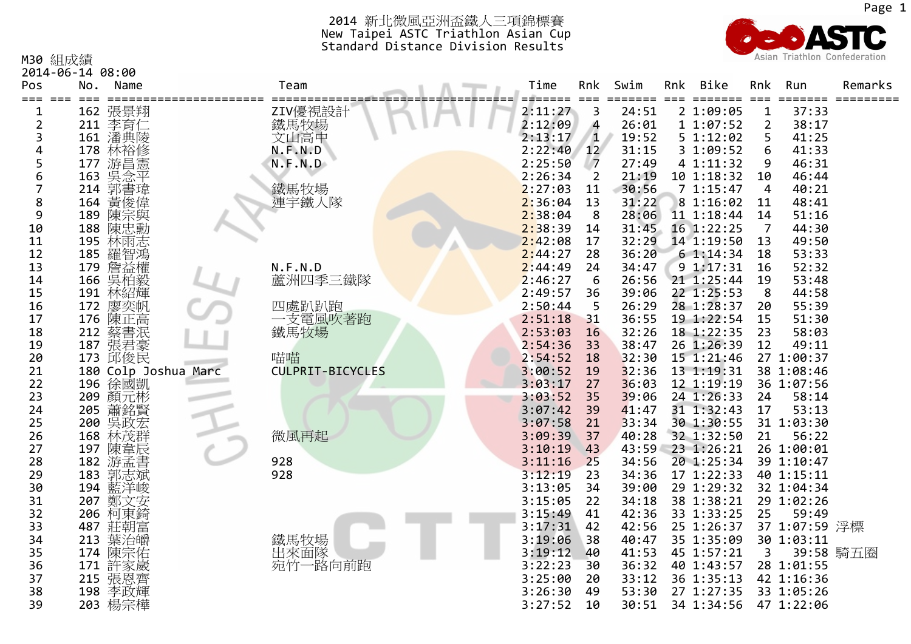2014 新北微風亞洲盃鐵人三項錦標賽
New Taipei ASTC Triathlon Asian Cup
Standard Distance Division Results

M30 組成績
2014-06-14 08:00

| Pos | No. | Name | Team | Time | Rnk | Swim | Rnk | Bike | Rnk | Run | Remarks |
|---|---|---|---|---|---|---|---|---|---|---|---|
| 1 | 162 | 張景翔 | ZIV優視設計 | 2:11:27 | 3 | 24:51 | 2 | 1:09:05 | 1 | 37:33 | |
| 2 | 211 | 李育仁 | 鐵馬牧場 | 2:12:09 | 4 | 26:01 | 1 | 1:07:52 | 2 | 38:17 | |
| 3 | 161 | 潘典陵 | 文山高中 | 2:13:17 | 1 | 19:52 | 5 | 1:12:02 | 5 | 41:25 | |
| 4 | 178 | 林裕修 | N.F.N.D | 2:22:40 | 12 | 31:15 | 3 | 1:09:52 | 6 | 41:33 | |
| 5 | 177 | 游昌憲 | N.F.N.D | 2:25:50 | 7 | 27:49 | 4 | 1:11:32 | 9 | 46:31 | |
| 6 | 163 | 吳念平 | | 2:26:34 | 2 | 21:19 | 10 | 1:18:32 | 10 | 46:44 | |
| 7 | 214 | 郭書瑋 | 鐵馬牧場 | 2:27:03 | 11 | 30:56 | 7 | 1:15:47 | 4 | 40:21 | |
| 8 | 164 | 黃俊偉 | 運宇鐵人隊 | 2:36:04 | 13 | 31:22 | 8 | 1:16:02 | 11 | 48:41 | |
| 9 | 189 | 陳宗與 | | 2:38:04 | 8 | 28:06 | 11 | 1:18:44 | 14 | 51:16 | |
| 10 | 188 | 陳忠勳 | | 2:38:39 | 14 | 31:45 | 16 | 1:22:25 | 7 | 44:30 | |
| 11 | 195 | 林雨志 | | 2:42:08 | 17 | 32:29 | 14 | 1:19:50 | 13 | 49:50 | |
| 12 | 185 | 羅智鴻 | | 2:44:27 | 28 | 36:20 | 6 | 1:14:34 | 18 | 53:33 | |
| 13 | 179 | 詹益權 | N.F.N.D | 2:44:49 | 24 | 34:47 | 9 | 1:17:31 | 16 | 52:32 | |
| 14 | 166 | 吳柏毅 | 蘆洲四季三鐵隊 | 2:46:27 | 6 | 26:56 | 21 | 1:25:44 | 19 | 53:48 | |
| 15 | 191 | 林紹輝 | | 2:49:57 | 36 | 39:06 | 22 | 1:25:53 | 8 | 44:58 | |
| 16 | 172 | 廖奕帆 | 四處趴趴跑 | 2:50:44 | 5 | 26:29 | 28 | 1:28:37 | 20 | 55:39 | |
| 17 | 176 | 陳正高 | 一支電風吹著跑 | 2:51:18 | 31 | 36:55 | 19 | 1:22:54 | 15 | 51:30 | |
| 18 | 212 | 蔡書泯 | 鐵馬牧場 | 2:53:03 | 16 | 32:26 | 18 | 1:22:35 | 23 | 58:03 | |
| 19 | 187 | 張君豪 | | 2:54:36 | 33 | 38:47 | 26 | 1:26:39 | 12 | 49:11 | |
| 20 | 173 | 邱俊民 | 喵喵 | 2:54:52 | 18 | 32:30 | 15 | 1:21:46 | 27 | 1:00:37 | |
| 21 | 180 | Colp Joshua Marc | CULPRIT-BICYCLES | 3:00:52 | 19 | 32:36 | 13 | 1:19:31 | 38 | 1:08:46 | |
| 22 | 196 | 徐國凱 | | 3:03:17 | 27 | 36:03 | 12 | 1:19:19 | 36 | 1:07:56 | |
| 23 | 209 | 顏元彬 | | 3:03:52 | 35 | 39:06 | 24 | 1:26:33 | 24 | 58:14 | |
| 24 | 205 | 蕭銘賢 | | 3:07:42 | 39 | 41:47 | 31 | 1:32:43 | 17 | 53:13 | |
| 25 | 200 | 吳政宏 | | 3:07:58 | 21 | 33:34 | 30 | 1:30:55 | 31 | 1:03:30 | |
| 26 | 168 | 林茂群 | 微風再起 | 3:09:39 | 37 | 40:28 | 32 | 1:32:50 | 21 | 56:22 | |
| 27 | 197 | 陳韋辰 | | 3:10:19 | 43 | 43:59 | 23 | 1:26:21 | 26 | 1:00:01 | |
| 28 | 182 | 游孟書 | 928 | 3:11:16 | 25 | 34:56 | 20 | 1:25:34 | 39 | 1:10:47 | |
| 29 | 183 | 郭志斌 | 928 | 3:12:19 | 23 | 34:36 | 17 | 1:22:33 | 40 | 1:15:11 | |
| 30 | 194 | 藍洋峻 | | 3:13:05 | 34 | 39:00 | 29 | 1:29:32 | 32 | 1:04:34 | |
| 31 | 207 | 鄭文安 | | 3:15:05 | 22 | 34:18 | 38 | 1:38:21 | 29 | 1:02:26 | |
| 32 | 206 | 柯東錡 | | 3:15:49 | 41 | 42:36 | 33 | 1:33:25 | 25 | 59:49 | |
| 33 | 487 | 莊朝富 | | 3:17:31 | 42 | 42:56 | 25 | 1:26:37 | 37 | 1:07:59 | 浮標 |
| 34 | 213 | 葉治皭 | 鐵馬牧場 | 3:19:06 | 38 | 40:47 | 35 | 1:35:09 | 30 | 1:03:11 | |
| 35 | 174 | 陳宗佑 | 出來面隊 | 3:19:12 | 40 | 41:53 | 45 | 1:57:21 | 3 | 39:58 | 騎五圈 |
| 36 | 171 | 許家葳 | 宛竹一路向前跑 | 3:22:23 | 30 | 36:32 | 40 | 1:43:57 | 28 | 1:01:55 | |
| 37 | 215 | 張恩齊 | | 3:25:00 | 20 | 33:12 | 36 | 1:35:13 | 42 | 1:16:36 | |
| 38 | 198 | 李政輝 | | 3:26:30 | 49 | 53:30 | 27 | 1:27:35 | 33 | 1:05:26 | |
| 39 | 203 | 楊宗樺 | | 3:27:52 | 10 | 30:51 | 34 | 1:34:56 | 47 | 1:22:06 | |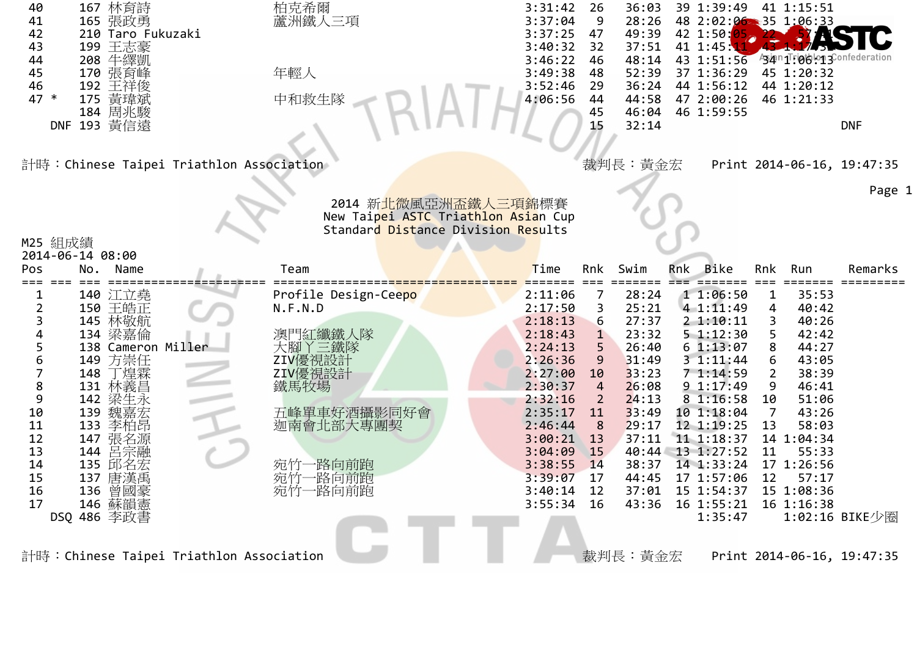| Pos | No. | Name | Team | Time | Rnk | Swim | Rnk | Bike | Rnk | Run | Remarks |
|---|---|---|---|---|---|---|---|---|---|---|---|
| 40 | 167 | 林育詩 | 柏克希爾 | 3:31:42 | 26 | 36:03 | 39 | 1:39:49 | 41 | 1:15:51 | |
| 41 | 165 | 張政勇 | 蘆洲鐵人三項 | 3:37:04 | 9 | 28:26 | 48 | 2:02:06 | 35 | 1:06:33 | |
| 42 | 210 | Taro Fukuzaki | | 3:37:25 | 47 | 49:39 | 42 | 1:50:05 | 22 | 57:41 | |
| 43 | 199 | 王志豪 | | 3:40:32 | 32 | 37:51 | 41 | 1:45:11 | 43 | 1:17:30 | |
| 44 | 208 | 牛繹凱 | | 3:46:22 | 46 | 48:14 | 43 | 1:51:56 | 34 | 1:06:13 | |
| 45 | 170 | 張育峰 | 年輕人 | 3:49:38 | 48 | 52:39 | 37 | 1:36:29 | 45 | 1:20:32 | |
| 46 | 192 | 王祥俊 | | 3:52:46 | 29 | 36:24 | 44 | 1:56:12 | 44 | 1:20:12 | |
| 47 * | 175 | 黃瑋斌 | 中和救生隊 | 4:06:56 | 44 | 44:58 | 47 | 2:00:26 | 46 | 1:21:33 | |
| | 184 | 周兆駿 | | | 45 | 46:04 | 46 | 1:59:55 | | | |
| DNF | 193 | 黃信遠 | | | 15 | 32:14 | | | | | DNF |

計時：Chinese Taipei Triathlon Association　　裁判長：黃金宏　　Print 2014-06-16, 19:47:35

# 2014 新北微風亞洲盃鐵人三項錦標賽

## New Taipei ASTC Triathlon Asian Cup

## Standard Distance Division Results

M25 組成績

2014-06-14 08:00

| Pos | No. | Name | Team | Time | Rnk | Swim | Rnk | Bike | Rnk | Run | Remarks |
|---|---|---|---|---|---|---|---|---|---|---|---|
| 1 | 140 | 江立堯 | Profile Design-Ceepo | 2:11:06 | 7 | 28:24 | 1 | 1:06:50 | 1 | 35:53 | |
| 2 | 150 | 王皓正 | N.F.N.D | 2:17:50 | 3 | 25:21 | 4 | 1:11:49 | 4 | 40:42 | |
| 3 | 145 | 林敬航 | | 2:18:13 | 6 | 27:37 | 2 | 1:10:11 | 3 | 40:26 | |
| 4 | 134 | 梁嘉倫 | 澳門紅纖鐵人隊 | 2:18:43 | 1 | 23:32 | 5 | 1:12:30 | 5 | 42:42 | |
| 5 | 138 | Cameron Miller | 大腳丫三鐵隊 | 2:24:13 | 5 | 26:40 | 6 | 1:13:07 | 8 | 44:27 | |
| 6 | 149 | 方崇任 | ZIV優視設計 | 2:26:36 | 9 | 31:49 | 3 | 1:11:44 | 6 | 43:05 | |
| 7 | 148 | 丁煌霖 | ZIV優視設計 | 2:27:00 | 10 | 33:23 | 7 | 1:14:59 | 2 | 38:39 | |
| 8 | 131 | 林義昌 | 鐵馬牧場 | 2:30:37 | 4 | 26:08 | 9 | 1:17:49 | 9 | 46:41 | |
| 9 | 142 | 梁生永 | | 2:32:16 | 2 | 24:13 | 8 | 1:16:58 | 10 | 51:06 | |
| 10 | 139 | 魏嘉宏 | 五峰單車好酒攝影同好會 | 2:35:17 | 11 | 33:49 | 10 | 1:18:04 | 7 | 43:26 | |
| 11 | 133 | 李柏昂 | 迦南會北部大專團契 | 2:46:44 | 8 | 29:17 | 12 | 1:19:25 | 13 | 58:03 | |
| 12 | 147 | 張名源 | | 3:00:21 | 13 | 37:11 | 11 | 1:18:37 | 14 | 1:04:34 | |
| 13 | 144 | 呂宗融 | | 3:04:09 | 15 | 40:44 | 13 | 1:27:52 | 11 | 55:33 | |
| 14 | 135 | 邱名宏 | 宛竹一路向前跑 | 3:38:55 | 14 | 38:37 | 14 | 1:33:24 | 17 | 1:26:56 | |
| 15 | 137 | 唐漢禹 | 宛竹一路向前跑 | 3:39:07 | 17 | 44:45 | 17 | 1:57:06 | 12 | 57:17 | |
| 16 | 136 | 曾國豪 | 宛竹一路向前跑 | 3:40:14 | 12 | 37:01 | 15 | 1:54:37 | 15 | 1:08:36 | |
| 17 | 146 | 蘇韻憲 | | 3:55:34 | 16 | 43:36 | 16 | 1:55:21 | 16 | 1:16:38 | |
| DSQ | 486 | 李政書 | | | | | | 1:35:47 | | 1:02:16 | BIKE少圈 |

計時：Chinese Taipei Triathlon Association　　裁判長：黃金宏　　Print 2014-06-16, 19:47:35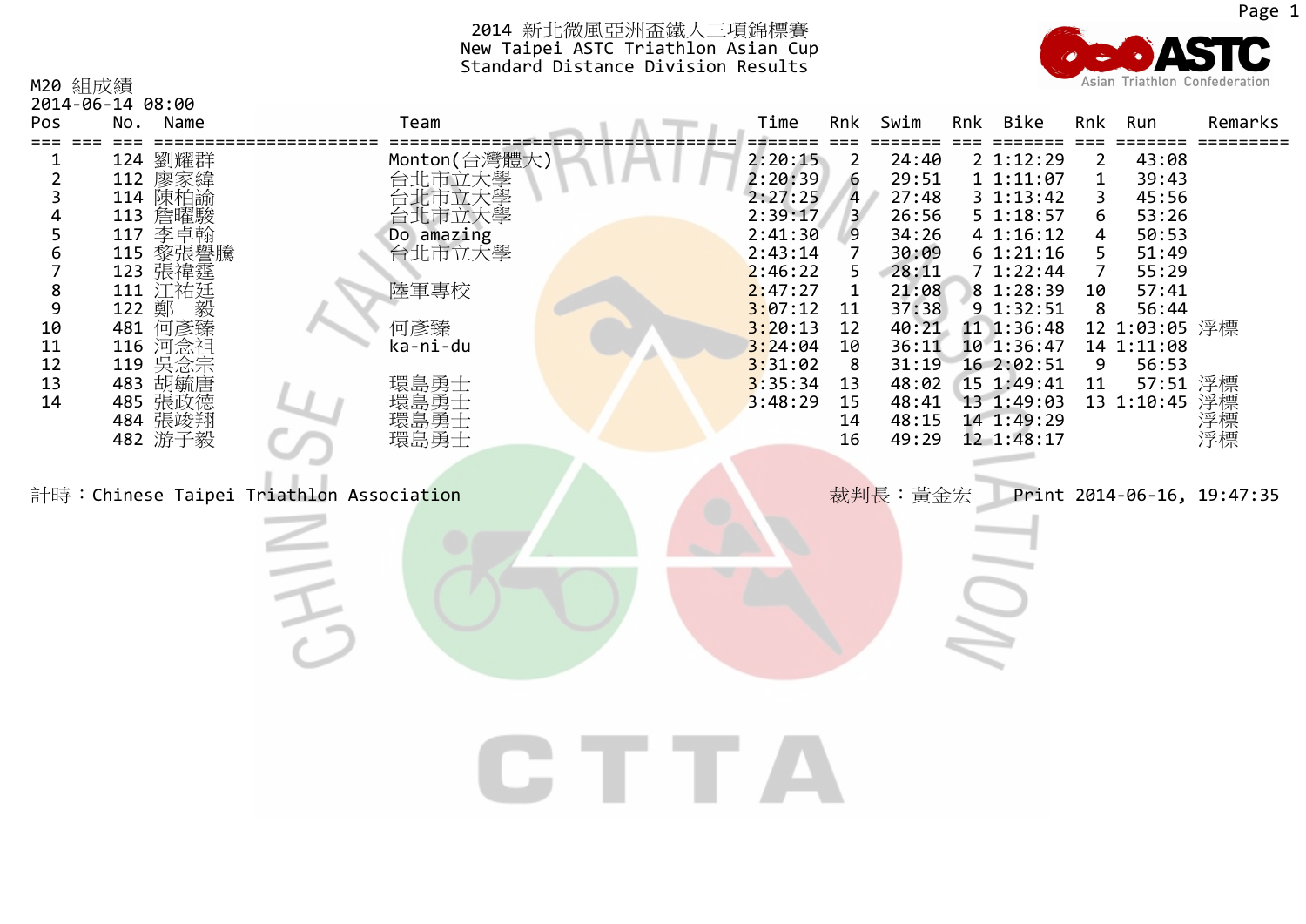# 2014 新北微風亞洲盃鐵人三項錦標賽
## New Taipei ASTC Triathlon Asian Cup
## Standard Distance Division Results

M20 組成績
2014-06-14 08:00

| Pos | No. | Name | Team | Time | Rnk | Swim | Rnk | Bike | Rnk | Run | Remarks |
|---|---|---|---|---|---|---|---|---|---|---|---|
| 1 | 124 | 劉耀群 | Monton(台灣體大) | 2:20:15 | 2 | 24:40 | 2 | 1:12:29 | 2 | 43:08 | |
| 2 | 112 | 廖家緯 | 台北市立大學 | 2:20:39 | 6 | 29:51 | 1 | 1:11:07 | 1 | 39:43 | |
| 3 | 114 | 陳柏諭 | 台北市立大學 | 2:27:25 | 4 | 27:48 | 3 | 1:13:42 | 3 | 45:56 | |
| 4 | 113 | 詹曜駿 | 台北市立大學 | 2:39:17 | 3 | 26:56 | 5 | 1:18:57 | 6 | 53:26 | |
| 5 | 117 | 李卓翰 | Do amazing | 2:41:30 | 9 | 34:26 | 4 | 1:16:12 | 4 | 50:53 | |
| 6 | 115 | 黎張譽騰 | 台北市立大學 | 2:43:14 | 7 | 30:09 | 6 | 1:21:16 | 5 | 51:49 | |
| 7 | 123 | 張禕霆 | | 2:46:22 | 5 | 28:11 | 7 | 1:22:44 | 7 | 55:29 | |
| 8 | 111 | 江祐廷 | 陸軍專校 | 2:47:27 | 1 | 21:08 | 8 | 1:28:39 | 10 | 57:41 | |
| 9 | 122 | 鄭　毅 | | 3:07:12 | 11 | 37:38 | 9 | 1:32:51 | 8 | 56:44 | |
| 10 | 481 | 何彥臻 | 何彥臻 | 3:20:13 | 12 | 40:21 | 11 | 1:36:48 | 12 | 1:03:05 | 浮標 |
| 11 | 116 | 河念祖 | ka-ni-du | 3:24:04 | 10 | 36:11 | 10 | 1:36:47 | 14 | 1:11:08 | |
| 12 | 119 | 吳念宗 | | 3:31:02 | 8 | 31:19 | 16 | 2:02:51 | 9 | 56:53 | |
| 13 | 483 | 胡毓唐 | 環島勇士 | 3:35:34 | 13 | 48:02 | 15 | 1:49:41 | 11 | 57:51 | 浮標 |
| 14 | 485 | 張政德 | 環島勇士 | 3:48:29 | 15 | 48:41 | 13 | 1:49:03 | 13 | 1:10:45 | 浮標 |
| | 484 | 張竣翔 | 環島勇士 | | 14 | 48:15 | 14 | 1:49:29 | | | 浮標 |
| | 482 | 游子毅 | 環島勇士 | | 16 | 49:29 | 12 | 1:48:17 | | | 浮標 |

計時：Chinese Taipei Triathlon Association　　　裁判長：黃金宏　　　Print 2014-06-16, 19:47:35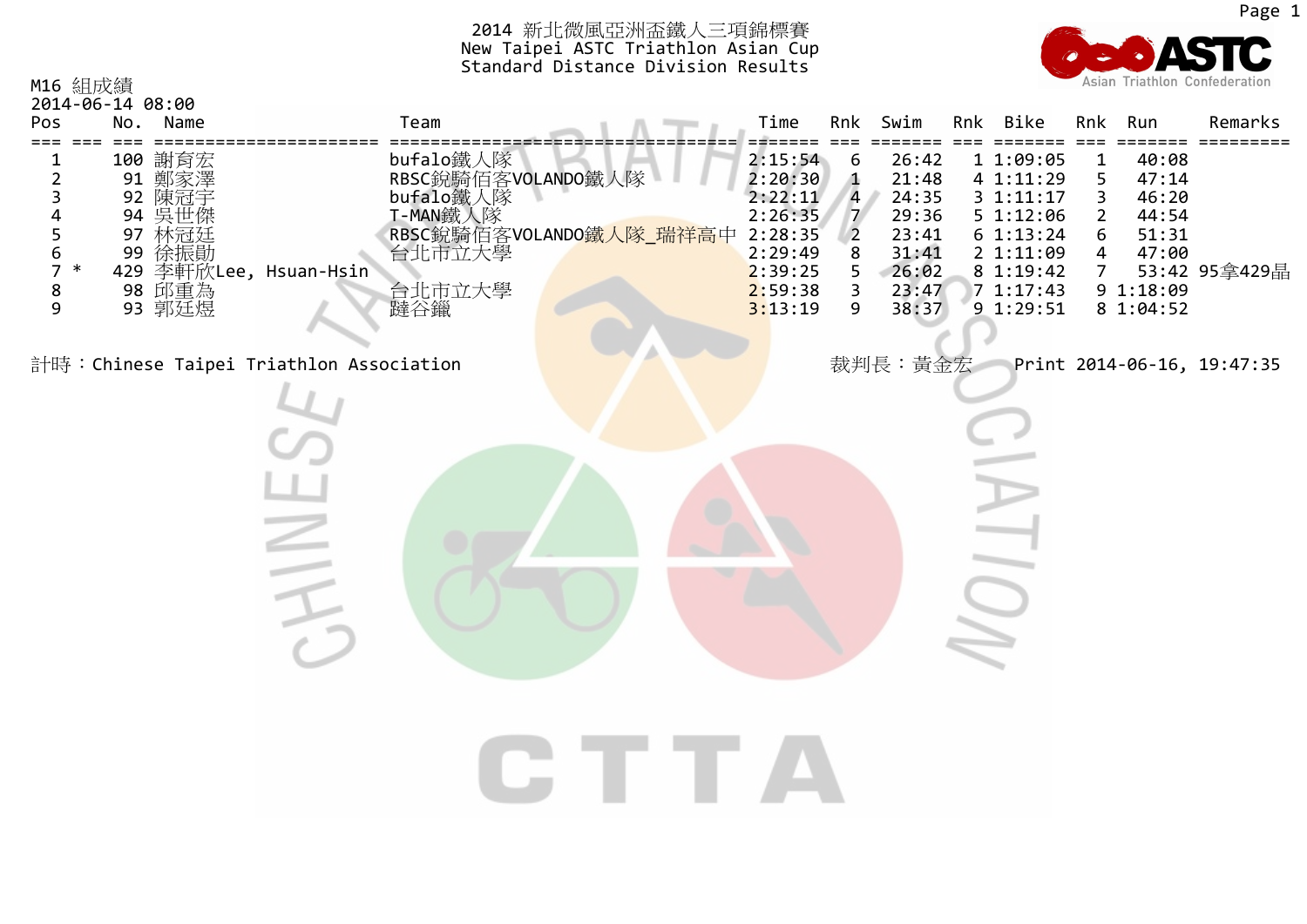# 2014 新北微風亞洲盃鐵人三項錦標賽
## New Taipei ASTC Triathlon Asian Cup
## Standard Distance Division Results

M16 組成績
2014-06-14 08:00

| Pos | | No. | Name | Team | Time | Rnk | Swim | Rnk | Bike | Rnk | Run | Remarks |
|---|---|---|---|---|---|---|---|---|---|---|---|---|
| 1 | | 100 | 謝育宏 | bufalo鐵人隊 | 2:15:54 | 6 | 26:42 | 1 | 1:09:05 | 1 | 40:08 | |
| 2 | | 91 | 鄭家澤 | RBSC銳騎佰客VOLANDO鐵人隊 | 2:20:30 | 1 | 21:48 | 4 | 1:11:29 | 5 | 47:14 | |
| 3 | | 92 | 陳冠宇 | bufalo鐵人隊 | 2:22:11 | 4 | 24:35 | 3 | 1:11:17 | 3 | 46:20 | |
| 4 | | 94 | 吳世傑 | T-MAN鐵人隊 | 2:26:35 | 7 | 29:36 | 5 | 1:12:06 | 2 | 44:54 | |
| 5 | | 97 | 林冠廷 | RBSC銳騎佰客VOLANDO鐵人隊_瑞祥高中 | 2:28:35 | 2 | 23:41 | 6 | 1:13:24 | 6 | 51:31 | |
| 6 | | 99 | 徐振勛 | 台北市立大學 | 2:29:49 | 8 | 31:41 | 2 | 1:11:09 | 4 | 47:00 | |
| 7 | * | 429 | 李軒欣Lee, Hsuan-Hsin | | 2:39:25 | 5 | 26:02 | 8 | 1:19:42 | 7 | 53:42 | 95拿429晶 |
| 8 | | 98 | 邱重為 | 台北市立大學 | 2:59:38 | 3 | 23:47 | 7 | 1:17:43 | 9 | 1:18:09 | |
| 9 | | 93 | 郭廷煜 | 躂谷鑶 | 3:13:19 | 9 | 38:37 | 9 | 1:29:51 | 8 | 1:04:52 | |

計時：Chinese Taipei Triathlon Association　　裁判長：黃金宏　　Print 2014-06-16, 19:47:35